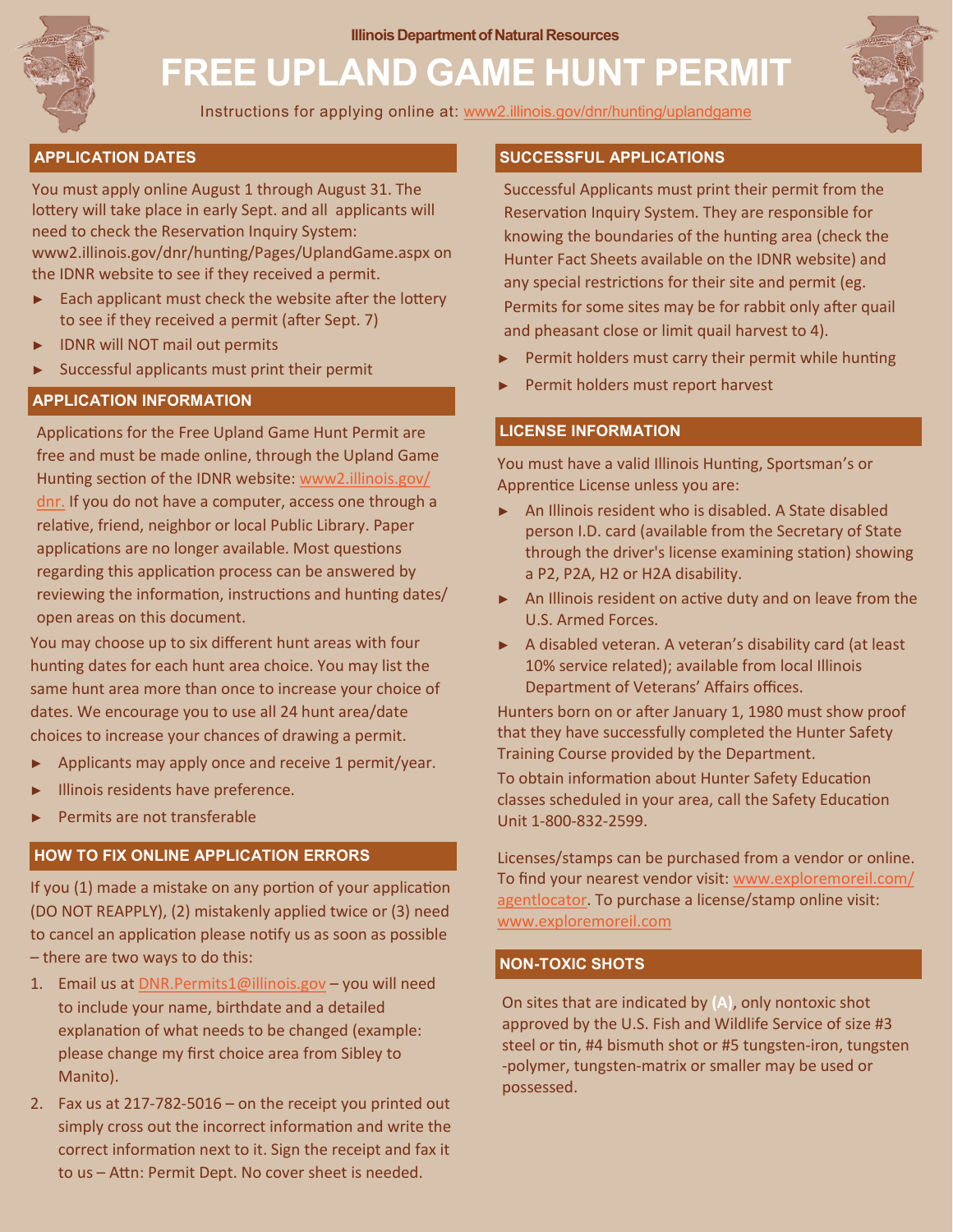Illinois Department of Natural Resources

# FREE UPLAND GAME HUNT PERMIT

Instructions for applying online at: www2.illinois.gov/dnr/hunting/uplandgame

## APPLICATION DATES

You must apply online August 1 through August 31. The lottery will take place in early Sept. and all applicants will need to check the Reservation Inquiry System: www2.illinois.gov/dnr/hunting/Pages/UplandGame.aspx on the IDNR website to see if they received a permit.

- Each applicant must check the website after the lottery to see if they received a permit (after Sept. 7)
- IDNR will NOT mail out permits
- Successful applicants must print their permit

## APPLICATION INFORMATION

Applications for the Free Upland Game Hunt Permit are free and must be made online, through the Upland Game Hunting section of the IDNR website: www2.illinois.gov/dnr. If you do not have a computer, access one through a relative, friend, neighbor or local Public Library. Paper applications are no longer available. Most questions regarding this application process can be answered by reviewing the information, instructions and hunting dates/open areas on this document.

You may choose up to six different hunt areas with four hunting dates for each hunt area choice. You may list the same hunt area more than once to increase your choice of dates. We encourage you to use all 24 hunt area/date choices to increase your chances of drawing a permit.

- Applicants may apply once and receive 1 permit/year.
- Illinois residents have preference.
- Permits are not transferable

## HOW TO FIX ONLINE APPLICATION ERRORS

If you (1) made a mistake on any portion of your application (DO NOT REAPPLY), (2) mistakenly applied twice or (3) need to cancel an application please notify us as soon as possible – there are two ways to do this:

1. Email us at DNR.Permits1@illinois.gov – you will need to include your name, birthdate and a detailed explanation of what needs to be changed (example: please change my first choice area from Sibley to Manito).
2. Fax us at 217-782-5016 – on the receipt you printed out simply cross out the incorrect information and write the correct information next to it. Sign the receipt and fax it to us – Attn: Permit Dept. No cover sheet is needed.

## SUCCESSFUL APPLICATIONS

Successful Applicants must print their permit from the Reservation Inquiry System. They are responsible for knowing the boundaries of the hunting area (check the Hunter Fact Sheets available on the IDNR website) and any special restrictions for their site and permit (eg. Permits for some sites may be for rabbit only after quail and pheasant close or limit quail harvest to 4).

- Permit holders must carry their permit while hunting
- Permit holders must report harvest

## LICENSE INFORMATION

You must have a valid Illinois Hunting, Sportsman's or Apprentice License unless you are:

- An Illinois resident who is disabled. A State disabled person I.D. card (available from the Secretary of State through the driver's license examining station) showing a P2, P2A, H2 or H2A disability.
- An Illinois resident on active duty and on leave from the U.S. Armed Forces.
- A disabled veteran. A veteran's disability card (at least 10% service related); available from local Illinois Department of Veterans' Affairs offices.

Hunters born on or after January 1, 1980 must show proof that they have successfully completed the Hunter Safety Training Course provided by the Department.

To obtain information about Hunter Safety Education classes scheduled in your area, call the Safety Education Unit 1-800-832-2599.

Licenses/stamps can be purchased from a vendor or online. To find your nearest vendor visit: www.exploremoreil.com/agentlocator. To purchase a license/stamp online visit: www.exploremoreil.com

## NON-TOXIC SHOTS

On sites that are indicated by (A), only nontoxic shot approved by the U.S. Fish and Wildlife Service of size #3 steel or tin, #4 bismuth shot or #5 tungsten-iron, tungsten-polymer, tungsten-matrix or smaller may be used or possessed.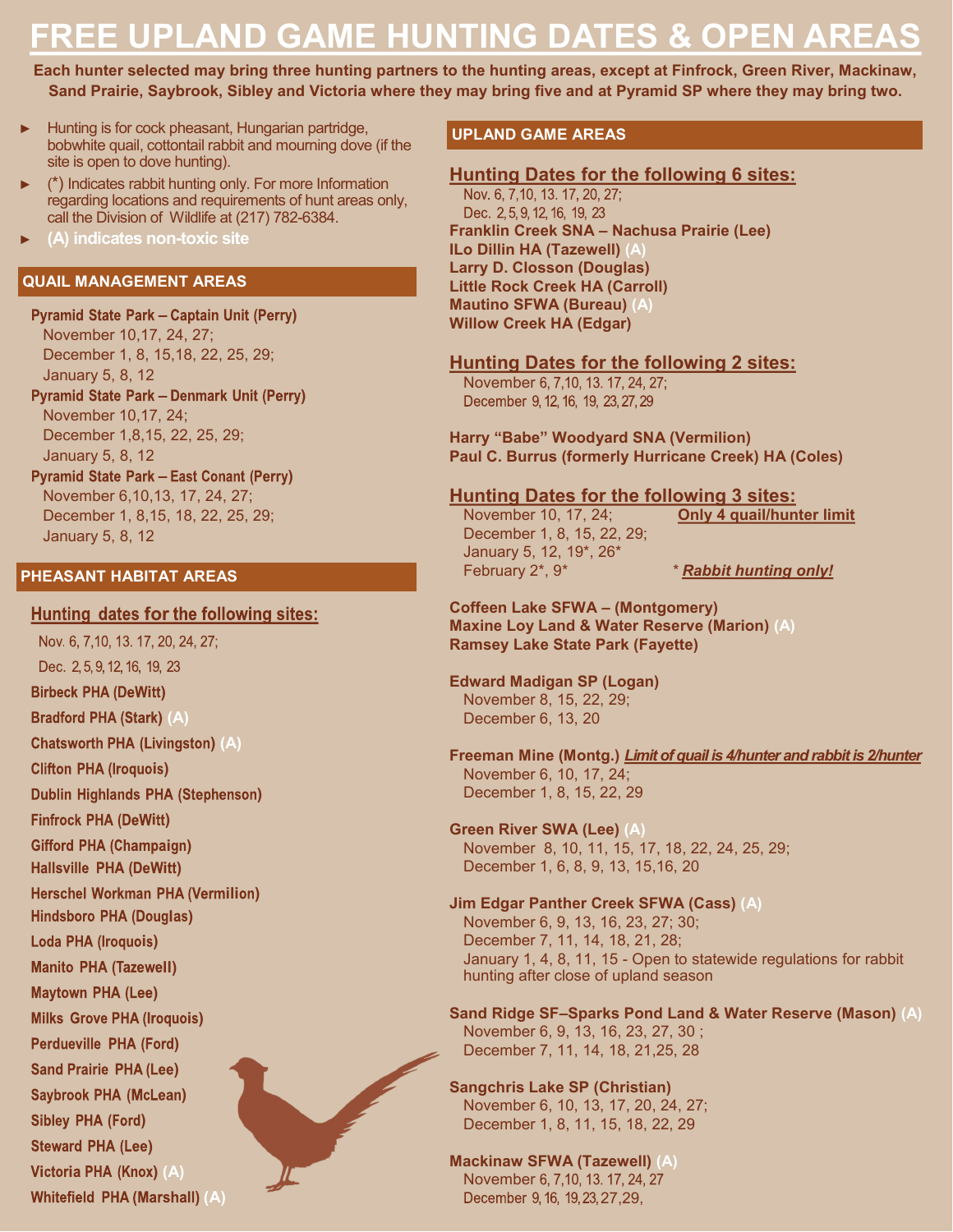# FREE UPLAND GAME HUNTING DATES & OPEN AREAS

**Each hunter selected may bring three hunting partners to the hunting areas, except at Finfrock, Green River, Mackinaw, Sand Prairie, Saybrook, Sibley and Victoria where they may bring five and at Pyramid SP where they may bring two.**

- Hunting is for cock pheasant, Hungarian partridge, bobwhite quail, cottontail rabbit and mourning dove (if the site is open to dove hunting).
- (*) Indicates rabbit hunting only. For more Information regarding locations and requirements of hunt areas only, call the Division of Wildlife at (217) 782-6384.
- **(A) indicates non-toxic site**

## QUAIL MANAGEMENT AREAS

**Pyramid State Park – Captain Unit (Perry)**
November 10,17, 24, 27;
December 1, 8, 15,18, 22, 25, 29;
January 5, 8, 12

**Pyramid State Park – Denmark Unit (Perry)**
November 10,17, 24;
December 1,8,15, 22, 25, 29;
January 5, 8, 12

**Pyramid State Park – East Conant (Perry)**
November 6,10,13, 17, 24, 27;
December 1, 8,15, 18, 22, 25, 29;
January 5, 8, 12

## PHEASANT HABITAT AREAS

**Hunting dates for the following sites:**
Nov. 6, 7,10, 13. 17, 20, 24, 27;
Dec. 2,5,9,12,16, 19, 23

**Birbeck PHA (DeWitt)**
**Bradford PHA (Stark) (A)**
**Chatsworth PHA (Livingston) (A)**
**Clifton PHA (Iroquois)**
**Dublin Highlands PHA (Stephenson)**
**Finfrock PHA (DeWitt)**
**Gifford PHA (Champaign)**
**Hallsville PHA (DeWitt)**
**Herschel Workman PHA (Vermilion)**
**Hindsboro PHA (Douglas)**
**Loda PHA (Iroquois)**
**Manito PHA (Tazewell)**
**Maytown PHA (Lee)**
**Milks Grove PHA (Iroquois)**
**Perdueville PHA (Ford)**
**Sand Prairie PHA (Lee)**
**Saybrook PHA (McLean)**
**Sibley PHA (Ford)**
**Steward PHA (Lee)**
**Victoria PHA (Knox) (A)**
**Whitefield PHA (Marshall) (A)**

## UPLAND GAME AREAS

**Hunting Dates for the following 6 sites:**
Nov. 6, 7,10, 13. 17, 20, 27;
Dec. 2,5,9,12,16, 19, 23

**Franklin Creek SNA – Nachusa Prairie (Lee)**
**ILo Dillin HA (Tazewell) (A)**
**Larry D. Closson (Douglas)**
**Little Rock Creek HA (Carroll)**
**Mautino SFWA (Bureau) (A)**
**Willow Creek HA (Edgar)**

**Hunting Dates for the following 2 sites:**
November 6, 7,10, 13. 17, 24, 27;
December 9,12,16, 19, 23,27,29

**Harry "Babe" Woodyard SNA (Vermilion)**
**Paul C. Burrus (formerly Hurricane Creek) HA (Coles)**

**Hunting Dates for the following 3 sites:**
November 10, 17, 24; **Only 4 quail/hunter limit**
December 1, 8, 15, 22, 29;
January 5, 12, 19*, 26*
February 2*, 9* * ***Rabbit hunting only!***

**Coffeen Lake SFWA – (Montgomery)**
**Maxine Loy Land & Water Reserve (Marion) (A)**
**Ramsey Lake State Park (Fayette)**

**Edward Madigan SP (Logan)**
November 8, 15, 22, 29;
December 6, 13, 20

**Freeman Mine (Montg.)** ***Limit of quail is 4/hunter and rabbit is 2/hunter***
November 6, 10, 17, 24;
December 1, 8, 15, 22, 29

**Green River SWA (Lee) (A)**
November 8, 10, 11, 15, 17, 18, 22, 24, 25, 29;
December 1, 6, 8, 9, 13, 15,16, 20

**Jim Edgar Panther Creek SFWA (Cass) (A)**
November 6, 9, 13, 16, 23, 27; 30;
December 7, 11, 14, 18, 21, 28;
January 1, 4, 8, 11, 15 - Open to statewide regulations for rabbit hunting after close of upland season

**Sand Ridge SF–Sparks Pond Land & Water Reserve (Mason) (A)**
November 6, 9, 13, 16, 23, 27, 30 ;
December 7, 11, 14, 18, 21,25, 28

**Sangchris Lake SP (Christian)**
November 6, 10, 13, 17, 20, 24, 27;
December 1, 8, 11, 15, 18, 22, 29

**Mackinaw SFWA (Tazewell) (A)**
November 6, 7,10, 13. 17, 24, 27
December 9,16, 19,23,27,29,